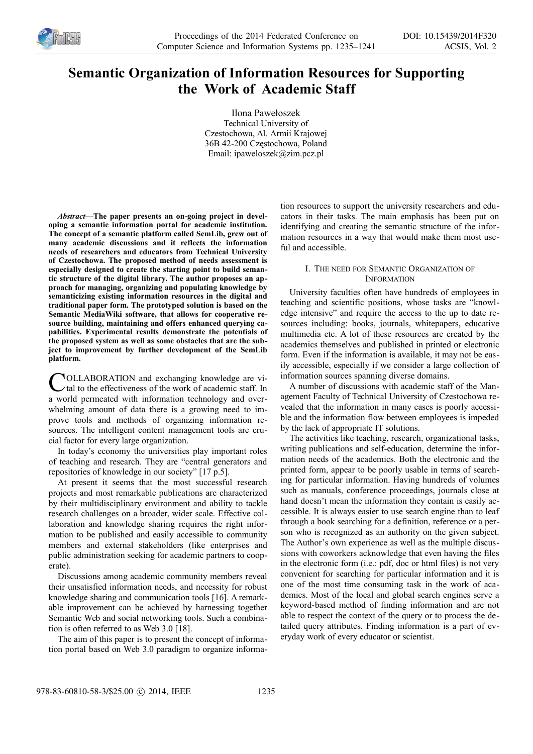# Semantic Organization of Information Resources for Supporting the Work of Academic Staff

Ilona Pawełoszek
Technical University of Czestochowa, Al. Armii Krajowej 36B 42-200 Częstochowa, Poland
Email: ipaweloszek@zim.pcz.pl

***Abstract*—The paper presents an on-going project in developing a semantic information portal for academic institution. The concept of a semantic platform called SemLib, grew out of many academic discussions and it reflects the information needs of researchers and educators from Technical University of Czestochowa. The proposed method of needs assessment is especially designed to create the starting point to build semantic structure of the digital library. The author proposes an approach for managing, organizing and populating knowledge by semanticizing existing information resources in the digital and traditional paper form. The prototyped solution is based on the Semantic MediaWiki software, that allows for cooperative resource building, maintaining and offers enhanced querying capabilities. Experimental results demonstrate the potentials of the proposed system as well as some obstacles that are the subject to improvement by further development of the SemLib platform.**

COLLABORATION and exchanging knowledge are vital to the effectiveness of the work of academic staff. In a world permeated with information technology and overwhelming amount of data there is a growing need to improve tools and methods of organizing information resources. The intelligent content management tools are crucial factor for every large organization.

In today's economy the universities play important roles of teaching and research. They are "central generators and repositories of knowledge in our society" [17 p.5].

At present it seems that the most successful research projects and most remarkable publications are characterized by their multidisciplinary environment and ability to tackle research challenges on a broader, wider scale. Effective collaboration and knowledge sharing requires the right information to be published and easily accessible to community members and external stakeholders (like enterprises and public administration seeking for academic partners to cooperate).

Discussions among academic community members reveal their unsatisfied information needs, and necessity for robust knowledge sharing and communication tools [16]. A remarkable improvement can be achieved by harnessing together Semantic Web and social networking tools. Such a combination is often referred to as Web 3.0 [18].

The aim of this paper is to present the concept of information portal based on Web 3.0 paradigm to organize information resources to support the university researchers and educators in their tasks. The main emphasis has been put on identifying and creating the semantic structure of the information resources in a way that would make them most useful and accessible.

## I. The need for Semantic Organization of Information

University faculties often have hundreds of employees in teaching and scientific positions, whose tasks are "knowledge intensive" and require the access to the up to date resources including: books, journals, whitepapers, educative multimedia etc. A lot of these resources are created by the academics themselves and published in printed or electronic form. Even if the information is available, it may not be easily accessible, especially if we consider a large collection of information sources spanning diverse domains.

A number of discussions with academic staff of the Management Faculty of Technical University of Czestochowa revealed that the information in many cases is poorly accessible and the information flow between employees is impeded by the lack of appropriate IT solutions.

The activities like teaching, research, organizational tasks, writing publications and self-education, determine the information needs of the academics. Both the electronic and the printed form, appear to be poorly usable in terms of searching for particular information. Having hundreds of volumes such as manuals, conference proceedings, journals close at hand doesn't mean the information they contain is easily accessible. It is always easier to use search engine than to leaf through a book searching for a definition, reference or a person who is recognized as an authority on the given subject. The Author's own experience as well as the multiple discussions with coworkers acknowledge that even having the files in the electronic form (i.e.: pdf, doc or html files) is not very convenient for searching for particular information and it is one of the most time consuming task in the work of academics. Most of the local and global search engines serve a keyword-based method of finding information and are not able to respect the context of the query or to process the detailed query attributes. Finding information is a part of everyday work of every educator or scientist.

978-83-60810-58-3/$25.00 © 2014, IEEE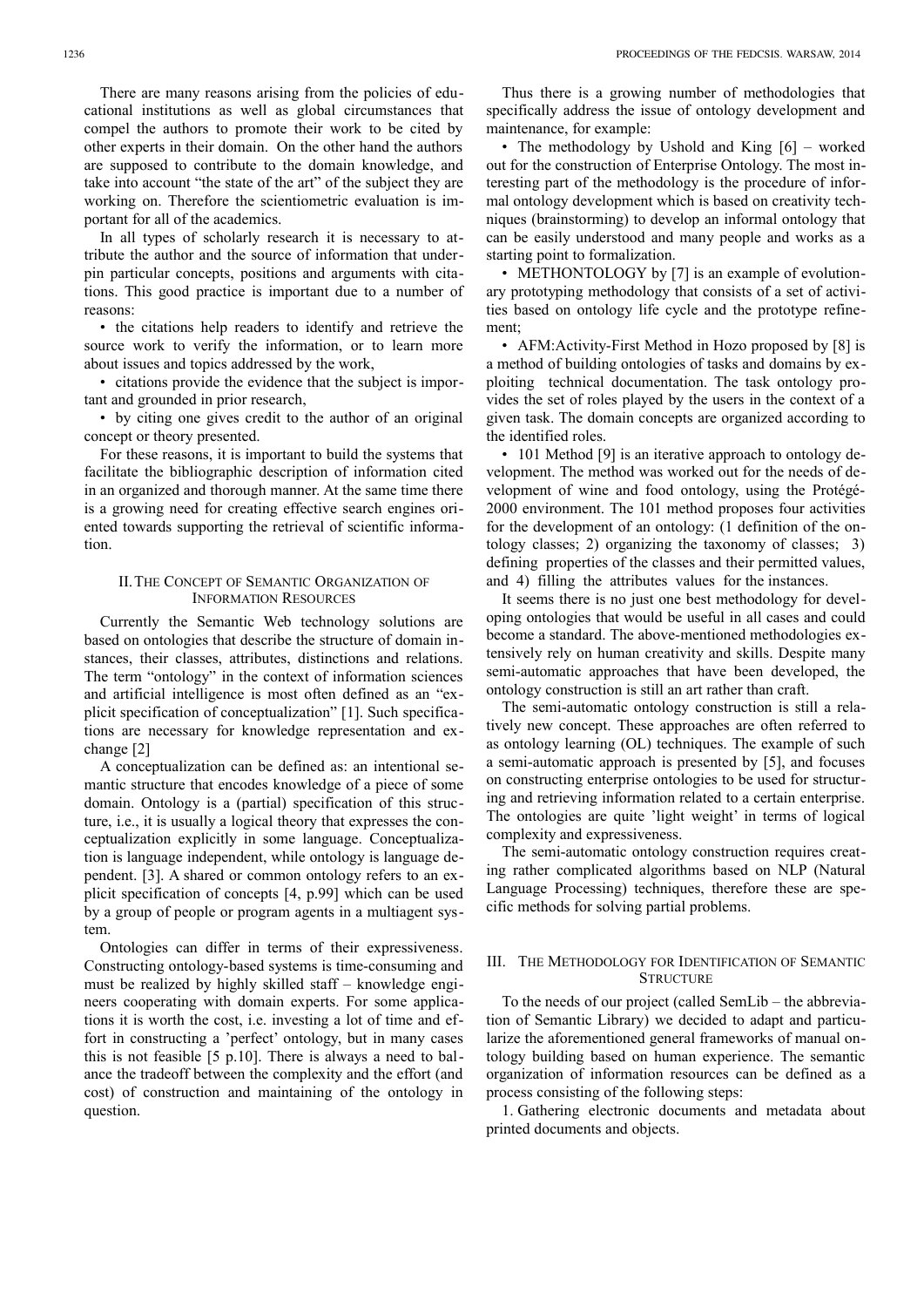There are many reasons arising from the policies of educational institutions as well as global circumstances that compel the authors to promote their work to be cited by other experts in their domain. On the other hand the authors are supposed to contribute to the domain knowledge, and take into account "the state of the art" of the subject they are working on. Therefore the scientiometric evaluation is important for all of the academics.

In all types of scholarly research it is necessary to attribute the author and the source of information that underpin particular concepts, positions and arguments with citations. This good practice is important due to a number of reasons:

- the citations help readers to identify and retrieve the source work to verify the information, or to learn more about issues and topics addressed by the work,
- citations provide the evidence that the subject is important and grounded in prior research,
- by citing one gives credit to the author of an original concept or theory presented.

For these reasons, it is important to build the systems that facilitate the bibliographic description of information cited in an organized and thorough manner. At the same time there is a growing need for creating effective search engines oriented towards supporting the retrieval of scientific information.

## II. The Concept of Semantic Organization of Information Resources

Currently the Semantic Web technology solutions are based on ontologies that describe the structure of domain instances, their classes, attributes, distinctions and relations. The term "ontology" in the context of information sciences and artificial intelligence is most often defined as an "explicit specification of conceptualization" [1]. Such specifications are necessary for knowledge representation and exchange [2]

A conceptualization can be defined as: an intentional semantic structure that encodes knowledge of a piece of some domain. Ontology is a (partial) specification of this structure, i.e., it is usually a logical theory that expresses the conceptualization explicitly in some language. Conceptualization is language independent, while ontology is language dependent. [3]. A shared or common ontology refers to an explicit specification of concepts [4, p.99] which can be used by a group of people or program agents in a multiagent system.

Ontologies can differ in terms of their expressiveness. Constructing ontology-based systems is time-consuming and must be realized by highly skilled staff – knowledge engineers cooperating with domain experts. For some applications it is worth the cost, i.e. investing a lot of time and effort in constructing a 'perfect' ontology, but in many cases this is not feasible [5 p.10]. There is always a need to balance the tradeoff between the complexity and the effort (and cost) of construction and maintaining of the ontology in question.

Thus there is a growing number of methodologies that specifically address the issue of ontology development and maintenance, for example:

- The methodology by Ushold and King [6] – worked out for the construction of Enterprise Ontology. The most interesting part of the methodology is the procedure of informal ontology development which is based on creativity techniques (brainstorming) to develop an informal ontology that can be easily understood and many people and works as a starting point to formalization.
- METHONTOLOGY by [7] is an example of evolutionary prototyping methodology that consists of a set of activities based on ontology life cycle and the prototype refinement;
- AFM:Activity-First Method in Hozo proposed by [8] is a method of building ontologies of tasks and domains by exploiting technical documentation. The task ontology provides the set of roles played by the users in the context of a given task. The domain concepts are organized according to the identified roles.
- 101 Method [9] is an iterative approach to ontology development. The method was worked out for the needs of development of wine and food ontology, using the Protégé-2000 environment. The 101 method proposes four activities for the development of an ontology: (1 definition of the ontology classes; 2) organizing the taxonomy of classes; 3) defining properties of the classes and their permitted values, and 4) filling the attributes values for the instances.

It seems there is no just one best methodology for developing ontologies that would be useful in all cases and could become a standard. The above-mentioned methodologies extensively rely on human creativity and skills. Despite many semi-automatic approaches that have been developed, the ontology construction is still an art rather than craft.

The semi-automatic ontology construction is still a relatively new concept. These approaches are often referred to as ontology learning (OL) techniques. The example of such a semi-automatic approach is presented by [5], and focuses on constructing enterprise ontologies to be used for structuring and retrieving information related to a certain enterprise. The ontologies are quite 'light weight' in terms of logical complexity and expressiveness.

The semi-automatic ontology construction requires creating rather complicated algorithms based on NLP (Natural Language Processing) techniques, therefore these are specific methods for solving partial problems.

## III. The Methodology for Identification of Semantic Structure

To the needs of our project (called SemLib – the abbreviation of Semantic Library) we decided to adapt and particularize the aforementioned general frameworks of manual ontology building based on human experience. The semantic organization of information resources can be defined as a process consisting of the following steps:

1. Gathering electronic documents and metadata about printed documents and objects.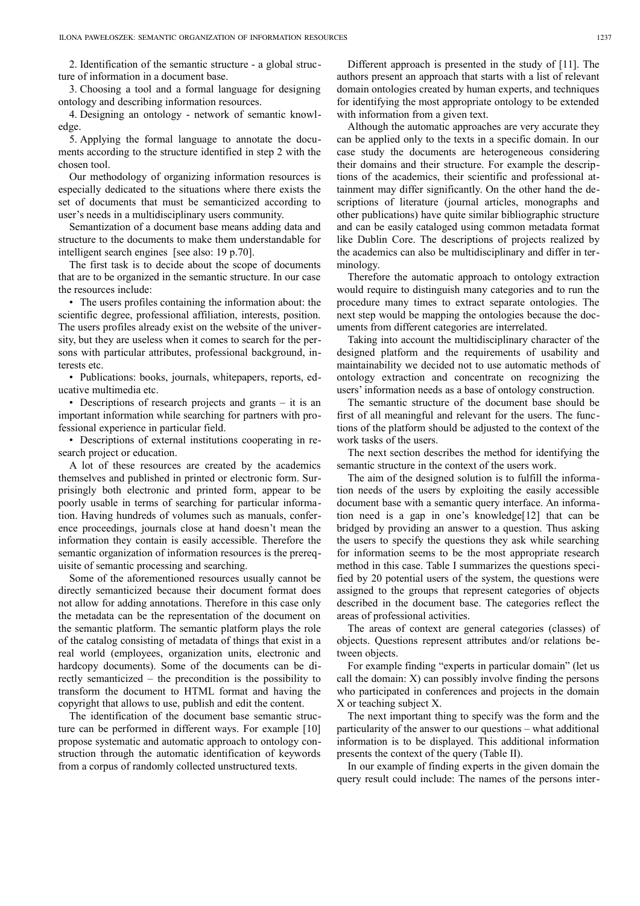2. Identification of the semantic structure - a global structure of information in a document base.

3. Choosing a tool and a formal language for designing ontology and describing information resources.

4. Designing an ontology - network of semantic knowledge.

5. Applying the formal language to annotate the documents according to the structure identified in step 2 with the chosen tool.

Our methodology of organizing information resources is especially dedicated to the situations where there exists the set of documents that must be semanticized according to user's needs in a multidisciplinary users community.

Semantization of a document base means adding data and structure to the documents to make them understandable for intelligent search engines [see also: 19 p.70].

The first task is to decide about the scope of documents that are to be organized in the semantic structure. In our case the resources include:

- The users profiles containing the information about: the scientific degree, professional affiliation, interests, position. The users profiles already exist on the website of the university, but they are useless when it comes to search for the persons with particular attributes, professional background, interests etc.
- Publications: books, journals, whitepapers, reports, educative multimedia etc.
- Descriptions of research projects and grants – it is an important information while searching for partners with professional experience in particular field.
- Descriptions of external institutions cooperating in research project or education.

A lot of these resources are created by the academics themselves and published in printed or electronic form. Surprisingly both electronic and printed form, appear to be poorly usable in terms of searching for particular information. Having hundreds of volumes such as manuals, conference proceedings, journals close at hand doesn't mean the information they contain is easily accessible. Therefore the semantic organization of information resources is the prerequisite of semantic processing and searching.

Some of the aforementioned resources usually cannot be directly semanticized because their document format does not allow for adding annotations. Therefore in this case only the metadata can be the representation of the document on the semantic platform. The semantic platform plays the role of the catalog consisting of metadata of things that exist in a real world (employees, organization units, electronic and hardcopy documents). Some of the documents can be directly semanticized – the precondition is the possibility to transform the document to HTML format and having the copyright that allows to use, publish and edit the content.

The identification of the document base semantic structure can be performed in different ways. For example [10] propose systematic and automatic approach to ontology construction through the automatic identification of keywords from a corpus of randomly collected unstructured texts.

Different approach is presented in the study of [11]. The authors present an approach that starts with a list of relevant domain ontologies created by human experts, and techniques for identifying the most appropriate ontology to be extended with information from a given text.

Although the automatic approaches are very accurate they can be applied only to the texts in a specific domain. In our case study the documents are heterogeneous considering their domains and their structure. For example the descriptions of the academics, their scientific and professional attainment may differ significantly. On the other hand the descriptions of literature (journal articles, monographs and other publications) have quite similar bibliographic structure and can be easily cataloged using common metadata format like Dublin Core. The descriptions of projects realized by the academics can also be multidisciplinary and differ in terminology.

Therefore the automatic approach to ontology extraction would require to distinguish many categories and to run the procedure many times to extract separate ontologies. The next step would be mapping the ontologies because the documents from different categories are interrelated.

Taking into account the multidisciplinary character of the designed platform and the requirements of usability and maintainability we decided not to use automatic methods of ontology extraction and concentrate on recognizing the users' information needs as a base of ontology construction.

The semantic structure of the document base should be first of all meaningful and relevant for the users. The functions of the platform should be adjusted to the context of the work tasks of the users.

The next section describes the method for identifying the semantic structure in the context of the users work.

The aim of the designed solution is to fulfill the information needs of the users by exploiting the easily accessible document base with a semantic query interface. An information need is a gap in one's knowledge[12] that can be bridged by providing an answer to a question. Thus asking the users to specify the questions they ask while searching for information seems to be the most appropriate research method in this case. Table I summarizes the questions specified by 20 potential users of the system, the questions were assigned to the groups that represent categories of objects described in the document base. The categories reflect the areas of professional activities.

The areas of context are general categories (classes) of objects. Questions represent attributes and/or relations between objects.

For example finding "experts in particular domain" (let us call the domain: X) can possibly involve finding the persons who participated in conferences and projects in the domain X or teaching subject X.

The next important thing to specify was the form and the particularity of the answer to our questions – what additional information is to be displayed. This additional information presents the context of the query (Table II).

In our example of finding experts in the given domain the query result could include: The names of the persons inter-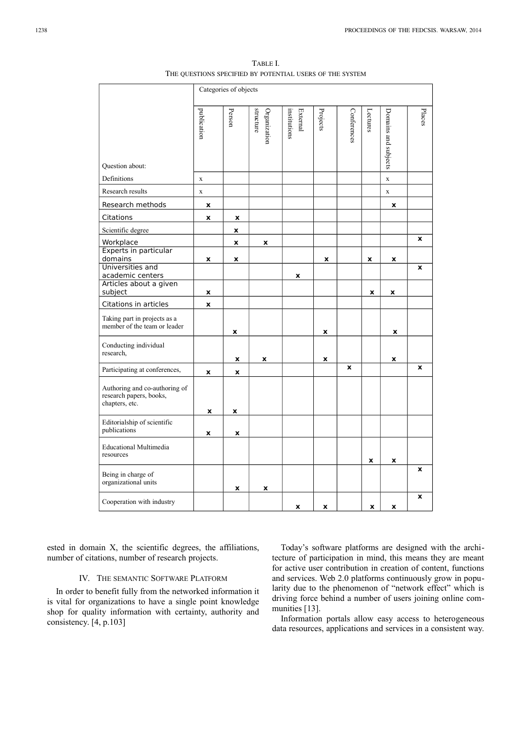TABLE I.
THE QUESTIONS SPECIFIED BY POTENTIAL USERS OF THE SYSTEM

| | Categories of objects | | | | | | | | |
|---|---|---|---|---|---|---|---|---|---|
| Question about: | publication | Person | Organization structure | External institutions | Projects | Conferences | Lectures | Domains and subjects | Places |
| Definitions | x | | | | | | | x | |
| Research results | x | | | | | | | x | |
| Research methods | x | | | | | | | x | |
| Citations | x | x | | | | | | | |
| Scientific degree | | x | | | | | | | |
| Workplace | | x | x | | | | | | x |
| Experts in particular domains | x | x | | | x | | x | x | |
| Universities and academic centers | | | | x | | | | | x |
| Articles about a given subject | x | | | | | | x | x | |
| Citations in articles | x | | | | | | | | |
| Taking part in projects as a member of the team or leader | | x | | | x | | | x | |
| Conducting individual research, | | x | x | | x | | | x | |
| Participating at conferences, | x | x | | | | x | | | x |
| Authoring and co-authoring of research papers, books, chapters, etc. | x | x | | | | | | | |
| Editorialship of scientific publications | x | x | | | | | | | |
| Educational Multimedia resources | | | | | | | x | x | |
| Being in charge of organizational units | | x | x | | | | | | x |
| Cooperation with industry | | | | x | x | | x | x | x |

ested in domain X, the scientific degrees, the affiliations, number of citations, number of research projects.

## IV. THE SEMANTIC SOFTWARE PLATFORM

In order to benefit fully from the networked information it is vital for organizations to have a single point knowledge shop for quality information with certainty, authority and consistency. [4, p.103]

Today's software platforms are designed with the architecture of participation in mind, this means they are meant for active user contribution in creation of content, functions and services. Web 2.0 platforms continuously grow in popularity due to the phenomenon of "network effect" which is driving force behind a number of users joining online communities [13].

Information portals allow easy access to heterogeneous data resources, applications and services in a consistent way.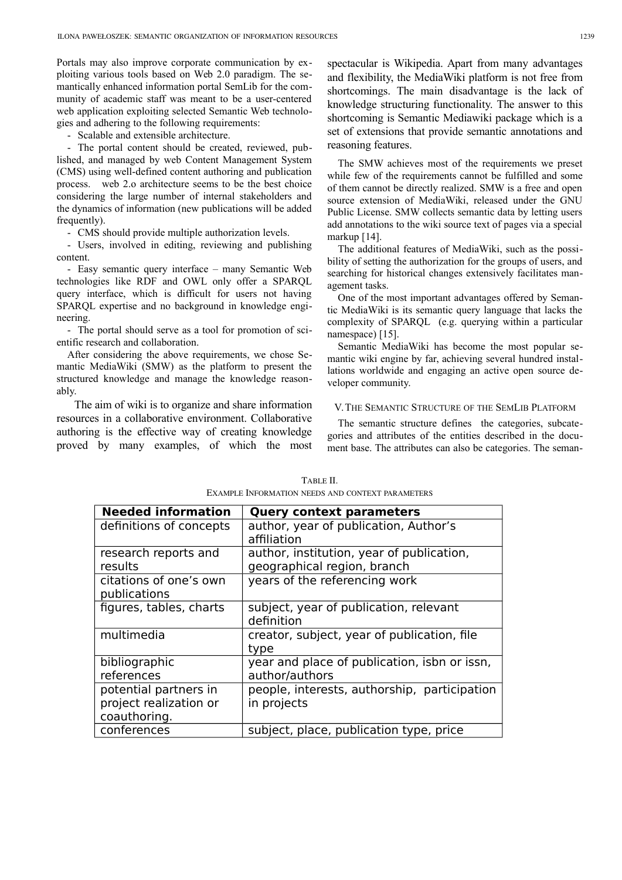Portals may also improve corporate communication by exploiting various tools based on Web 2.0 paradigm. The semantically enhanced information portal SemLib for the community of academic staff was meant to be a user-centered web application exploiting selected Semantic Web technologies and adhering to the following requirements:

- Scalable and extensible architecture.
- The portal content should be created, reviewed, published, and managed by web Content Management System (CMS) using well-defined content authoring and publication process. web 2.o architecture seems to be the best choice considering the large number of internal stakeholders and the dynamics of information (new publications will be added frequently).
- CMS should provide multiple authorization levels.
- Users, involved in editing, reviewing and publishing content.
- Easy semantic query interface – many Semantic Web technologies like RDF and OWL only offer a SPARQL query interface, which is difficult for users not having SPARQL expertise and no background in knowledge engineering.
- The portal should serve as a tool for promotion of scientific research and collaboration.

After considering the above requirements, we chose Semantic MediaWiki (SMW) as the platform to present the structured knowledge and manage the knowledge reasonably.

The aim of wiki is to organize and share information resources in a collaborative environment. Collaborative authoring is the effective way of creating knowledge proved by many examples, of which the most spectacular is Wikipedia. Apart from many advantages and flexibility, the MediaWiki platform is not free from shortcomings. The main disadvantage is the lack of knowledge structuring functionality. The answer to this shortcoming is Semantic Mediawiki package which is a set of extensions that provide semantic annotations and reasoning features.

The SMW achieves most of the requirements we preset while few of the requirements cannot be fulfilled and some of them cannot be directly realized. SMW is a free and open source extension of MediaWiki, released under the GNU Public License. SMW collects semantic data by letting users add annotations to the wiki source text of pages via a special markup [14].

The additional features of MediaWiki, such as the possibility of setting the authorization for the groups of users, and searching for historical changes extensively facilitates management tasks.

One of the most important advantages offered by Semantic MediaWiki is its semantic query language that lacks the complexity of SPARQL (e.g. querying within a particular namespace) [15].

Semantic MediaWiki has become the most popular semantic wiki engine by far, achieving several hundred installations worldwide and engaging an active open source developer community.

## V. The Semantic Structure of the SemLib Platform

The semantic structure defines the categories, subcategories and attributes of the entities described in the document base. The attributes can also be categories. The seman-

Table II.
Example Information needs and context parameters

| Needed information | Query context parameters |
| --- | --- |
| definitions of concepts | author, year of publication, Author's affiliation |
| research reports and results | author, institution, year of publication, geographical region, branch |
| citations of one's own publications | years of the referencing work |
| figures, tables, charts | subject, year of publication, relevant definition |
| multimedia | creator, subject, year of publication, file type |
| bibliographic references | year and place of publication, isbn or issn, author/authors |
| potential partners in project realization or coauthoring. | people, interests, authorship, participation in projects |
| conferences | subject, place, publication type, price |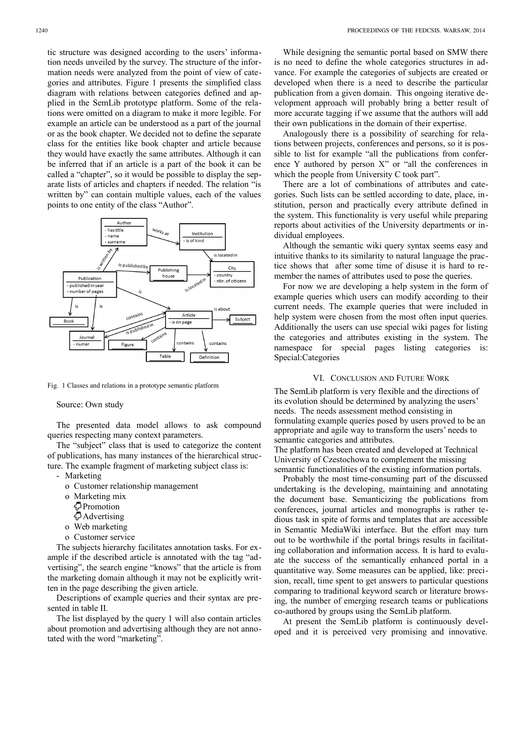tic structure was designed according to the users' information needs unveiled by the survey. The structure of the information needs were analyzed from the point of view of categories and attributes. Figure 1 presents the simplified class diagram with relations between categories defined and applied in the SemLib prototype platform. Some of the relations were omitted on a diagram to make it more legible. For example an article can be understood as a part of the journal or as the book chapter. We decided not to define the separate class for the entities like book chapter and article because they would have exactly the same attributes. Although it can be inferred that if an article is a part of the book it can be called a "chapter", so it would be possible to display the separate lists of articles and chapters if needed. The relation "is written by" can contain multiple values, each of the values points to one entity of the class "Author".

Fig. 1 Classes and relations in a prototype semantic platform

Source: Own study

The presented data model allows to ask compound queries respecting many context parameters.

The "subject" class that is used to categorize the content of publications, has many instances of the hierarchical structure. The example fragment of marketing subject class is:

- Marketing
  - Customer relationship management
  - Marketing mix
    - Promotion
    - Advertising
  - Web marketing
  - Customer service

The subjects hierarchy facilitates annotation tasks. For example if the described article is annotated with the tag "advertising", the search engine "knows" that the article is from the marketing domain although it may not be explicitly written in the page describing the given article.

Descriptions of example queries and their syntax are presented in table II.

The list displayed by the query 1 will also contain articles about promotion and advertising although they are not annotated with the word "marketing".

While designing the semantic portal based on SMW there is no need to define the whole categories structures in advance. For example the categories of subjects are created or developed when there is a need to describe the particular publication from a given domain. This ongoing iterative development approach will probably bring a better result of more accurate tagging if we assume that the authors will add their own publications in the domain of their expertise.

Analogously there is a possibility of searching for relations between projects, conferences and persons, so it is possible to list for example "all the publications from conference Y authored by person X" or "all the conferences in which the people from University C took part".

There are a lot of combinations of attributes and categories. Such lists can be settled according to date, place, institution, person and practically every attribute defined in the system. This functionality is very useful while preparing reports about activities of the University departments or individual employees.

Although the semantic wiki query syntax seems easy and intuitive thanks to its similarity to natural language the practice shows that after some time of disuse it is hard to remember the names of attributes used to pose the queries.

For now we are developing a help system in the form of example queries which users can modify according to their current needs. The example queries that were included in help system were chosen from the most often input queries. Additionally the users can use special wiki pages for listing the categories and attributes existing in the system. The namespace for special pages listing categories is: Special:Categories

## VI. Conclusion and Future Work

The SemLib platform is very flexible and the directions of its evolution should be determined by analyzing the users' needs. The needs assessment method consisting in formulating example queries posed by users proved to be an appropriate and agile way to transform the users' needs to semantic categories and attributes.

The platform has been created and developed at Technical University of Czestochowa to complement the missing semantic functionalities of the existing information portals.

Probably the most time-consuming part of the discussed undertaking is the developing, maintaining and annotating the document base. Semanticizing the publications from conferences, journal articles and monographs is rather tedious task in spite of forms and templates that are accessible in Semantic MediaWiki interface. But the effort may turn out to be worthwhile if the portal brings results in facilitating collaboration and information access. It is hard to evaluate the success of the semantically enhanced portal in a quantitative way. Some measures can be applied, like: precision, recall, time spent to get answers to particular questions comparing to traditional keyword search or literature browsing, the number of emerging research teams or publications co-authored by groups using the SemLib platform.

At present the SemLib platform is continuously developed and it is perceived very promising and innovative.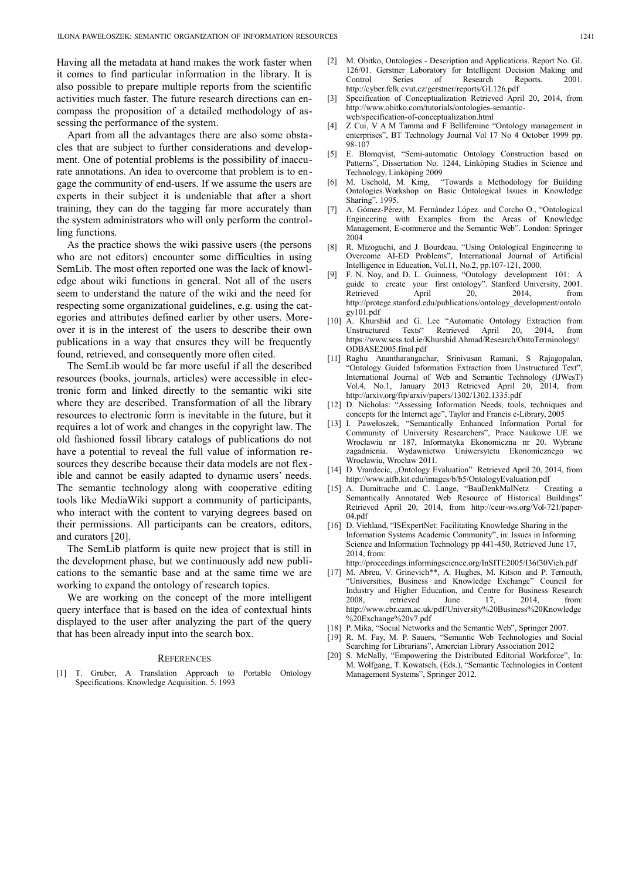Having all the metadata at hand makes the work faster when it comes to find particular information in the library. It is also possible to prepare multiple reports from the scientific activities much faster. The future research directions can encompass the proposition of a detailed methodology of assessing the performance of the system.

Apart from all the advantages there are also some obstacles that are subject to further considerations and development. One of potential problems is the possibility of inaccurate annotations. An idea to overcome that problem is to engage the community of end-users. If we assume the users are experts in their subject it is undeniable that after a short training, they can do the tagging far more accurately than the system administrators who will only perform the controlling functions.

As the practice shows the wiki passive users (the persons who are not editors) encounter some difficulties in using SemLib. The most often reported one was the lack of knowledge about wiki functions in general. Not all of the users seem to understand the nature of the wiki and the need for respecting some organizational guidelines, e.g. using the categories and attributes defined earlier by other users. Moreover it is in the interest of the users to describe their own publications in a way that ensures they will be frequently found, retrieved, and consequently more often cited.

The SemLib would be far more useful if all the described resources (books, journals, articles) were accessible in electronic form and linked directly to the semantic wiki site where they are described. Transformation of all the library resources to electronic form is inevitable in the future, but it requires a lot of work and changes in the copyright law. The old fashioned fossil library catalogs of publications do not have a potential to reveal the full value of information resources they describe because their data models are not flexible and cannot be easily adapted to dynamic users' needs. The semantic technology along with cooperative editing tools like MediaWiki support a community of participants, who interact with the content to varying degrees based on their permissions. All participants can be creators, editors, and curators [20].

The SemLib platform is quite new project that is still in the development phase, but we continuously add new publications to the semantic base and at the same time we are working to expand the ontology of research topics.

We are working on the concept of the more intelligent query interface that is based on the idea of contextual hints displayed to the user after analyzing the part of the query that has been already input into the search box.

## References

[1] T. Gruber, A Translation Approach to Portable Ontology Specifications. Knowledge Acquisition. 5. 1993

[2] M. Obitko, Ontologies - Description and Applications. Report No. GL 126/01. Gerstner Laboratory for Intelligent Decision Making and Control Series of Research Reports. 2001. http://cyber.felk.cvut.cz/gerstner/reports/GL126.pdf

[3] Specification of Conceptualization Retrieved April 20, 2014, from http://www.obitko.com/tutorials/ontologies-semantic-web/specification-of-conceptualization.html

[4] Z Cui, V A M Tamma and F Bellifemine "Ontology management in enterprises", BT Technology Journal Vol 17 No 4 October 1999 pp. 98-107

[5] E. Blomqvist, "Semi-automatic Ontology Construction based on Patterns", Dissertation No. 1244, Linköping Studies in Science and Technology, Linköping 2009

[6] M. Uschold, M. King, "Towards a Methodology for Building Ontologies.Workshop on Basic Ontological Issues in Knowledge Sharing". 1995.

[7] A. Gómez-Pérez, M. Fernández López and Corcho O., "Ontological Engineering with Examples from the Areas of Knowledge Management, E-commerce and the Semantic Web". London: Springer 2004

[8] R. Mizoguchi, and J. Bourdeau, "Using Ontological Engineering to Overcome AI-ED Problems", International Journal of Artificial Intelligence in Education, Vol.11, No.2, pp.107-121, 2000.

[9] F. N. Noy, and D. L. Guinness, "Ontology development 101: A guide to create your first ontology". Stanford University, 2001. Retrieved April 20, 2014, from http://protege.stanford.edu/publications/ontology_development/ontology101.pdf

[10] A. Khurshid and G. Lee "Automatic Ontology Extraction from Unstructured Texts" Retrieved April 20, 2014, from https://www.scss.tcd.ie/Khurshid.Ahmad/Research/OntoTerminology/ODBASE2005.final.pdf

[11] Raghu Anantharangachar, Srinivasan Ramani, S Rajagopalan, "Ontology Guided Information Extraction from Unstructured Text", International Journal of Web and Semantic Technology (IJWesT) Vol.4, No.1, January 2013 Retrieved April 20, 2014, from http://arxiv.org/ftp/arxiv/papers/1302/1302.1335.pdf

[12] D. Nicholas: "Assessing Information Needs, tools, techniques and concepts for the Internet age", Taylor and Francis e-Library, 2005

[13] I. Pawełoszek, "Semantically Enhanced Information Portal for Community of University Researchers", Prace Naukowe UE we Wrocławiu nr 187, Informatyka Ekonomiczna nr 20. Wybrane zagadnienia. Wydawnictwo Uniwersytetu Ekonomicznego we Wrocławiu, Wrocław 2011.

[14] D. Vrandecic, „Ontology Evaluation" Retrieved April 20, 2014, from http://www.aifb.kit.edu/images/b/b5/OntologyEvaluation.pdf

[15] A. Dumitrache and C. Lange, "BauDenkMalNetz – Creating a Semantically Annotated Web Resource of Historical Buildings" Retrieved April 20, 2014, from http://ceur-ws.org/Vol-721/paper-04.pdf

[16] D. Viehland, "ISExpertNet: Facilitating Knowledge Sharing in the Information Systems Academic Community", in: Issues in Informing Science and Information Technology pp 441-450, Retrieved June 17, 2014, from: http://proceedings.informingscience.org/InSITE2005/I36f30Vieh.pdf

[17] M. Abreu, V. Grinevich**, A. Hughes, M. Kitson and P. Ternouth, "Universities, Business and Knowledge Exchange" Council for Industry and Higher Education, and Centre for Business Research 2008, retrieved June 17, 2014, from: http://www.cbr.cam.ac.uk/pdf/University%20Business%20Knowledge%20Exchange%20v7.pdf

[18] P. Mika, "Social Networks and the Semantic Web", Springer 2007.

[19] R. M. Fay, M. P. Sauers, "Semantic Web Technologies and Social Searching for Librarians", Amercian Library Association 2012

[20] S. McNally, "Empowering the Distributed Editorial Workforce", In: M. Wolfgang, T. Kowatsch, (Eds.), "Semantic Technologies in Content Management Systems", Springer 2012.